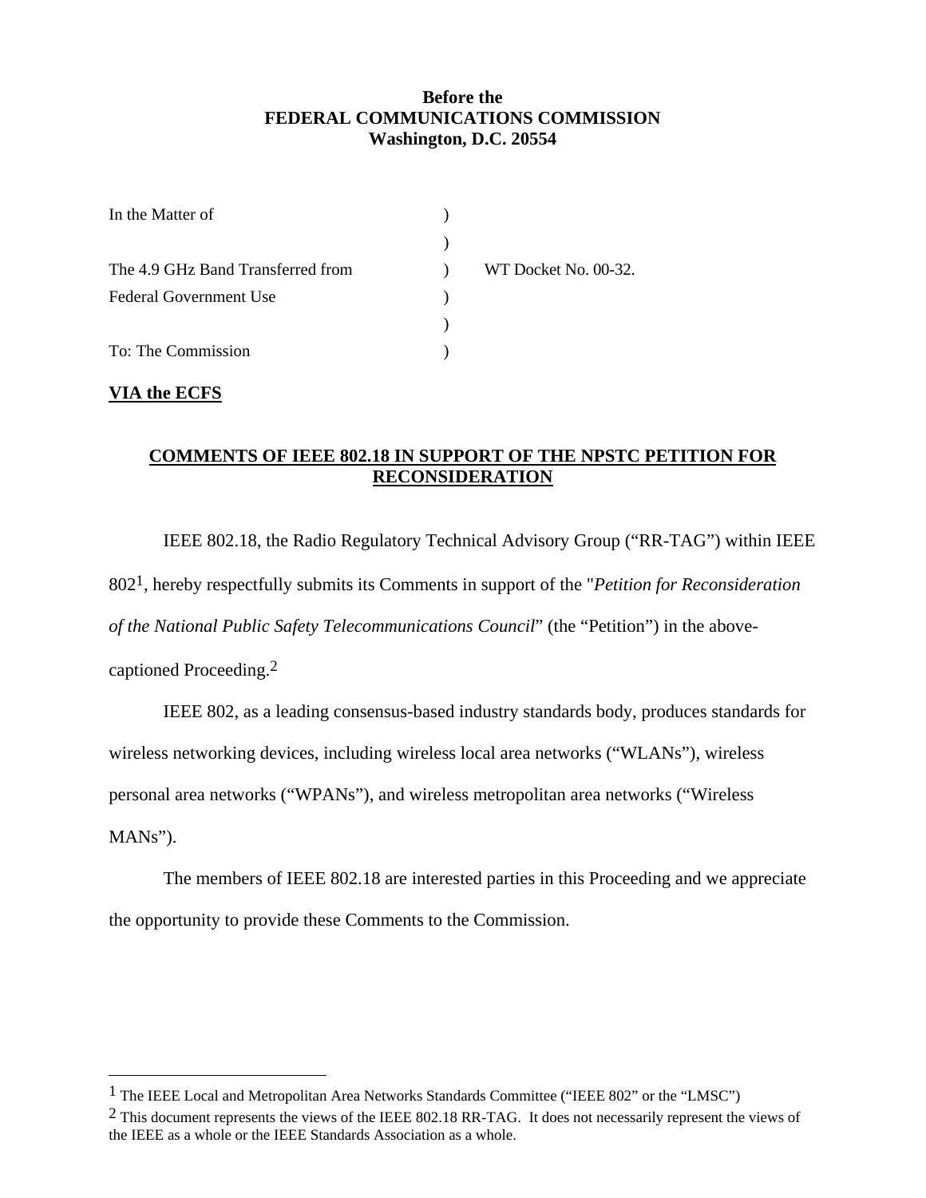**Before the**
**FEDERAL COMMUNICATIONS COMMISSION**
**Washington, D.C. 20554**

| | | |
|---|---|---|
| In the Matter of | ) | |
| | ) | |
| The 4.9 GHz Band Transferred from | ) | WT Docket No. 00-32. |
| Federal Government Use | ) | |
| | ) | |
| To: The Commission | ) | |

**VIA the ECFS**

## COMMENTS OF IEEE 802.18 IN SUPPORT OF THE NPSTC PETITION FOR RECONSIDERATION

IEEE 802.18, the Radio Regulatory Technical Advisory Group ("RR-TAG") within IEEE 802[1], hereby respectfully submits its Comments in support of the "*Petition for Reconsideration of the National Public Safety Telecommunications Council*" (the "Petition") in the above-captioned Proceeding.[2]

IEEE 802, as a leading consensus-based industry standards body, produces standards for wireless networking devices, including wireless local area networks ("WLANs"), wireless personal area networks ("WPANs"), and wireless metropolitan area networks ("Wireless MANs").

The members of IEEE 802.18 are interested parties in this Proceeding and we appreciate the opportunity to provide these Comments to the Commission.

---

[1] The IEEE Local and Metropolitan Area Networks Standards Committee ("IEEE 802" or the "LMSC")

[2] This document represents the views of the IEEE 802.18 RR-TAG. It does not necessarily represent the views of the IEEE as a whole or the IEEE Standards Association as a whole.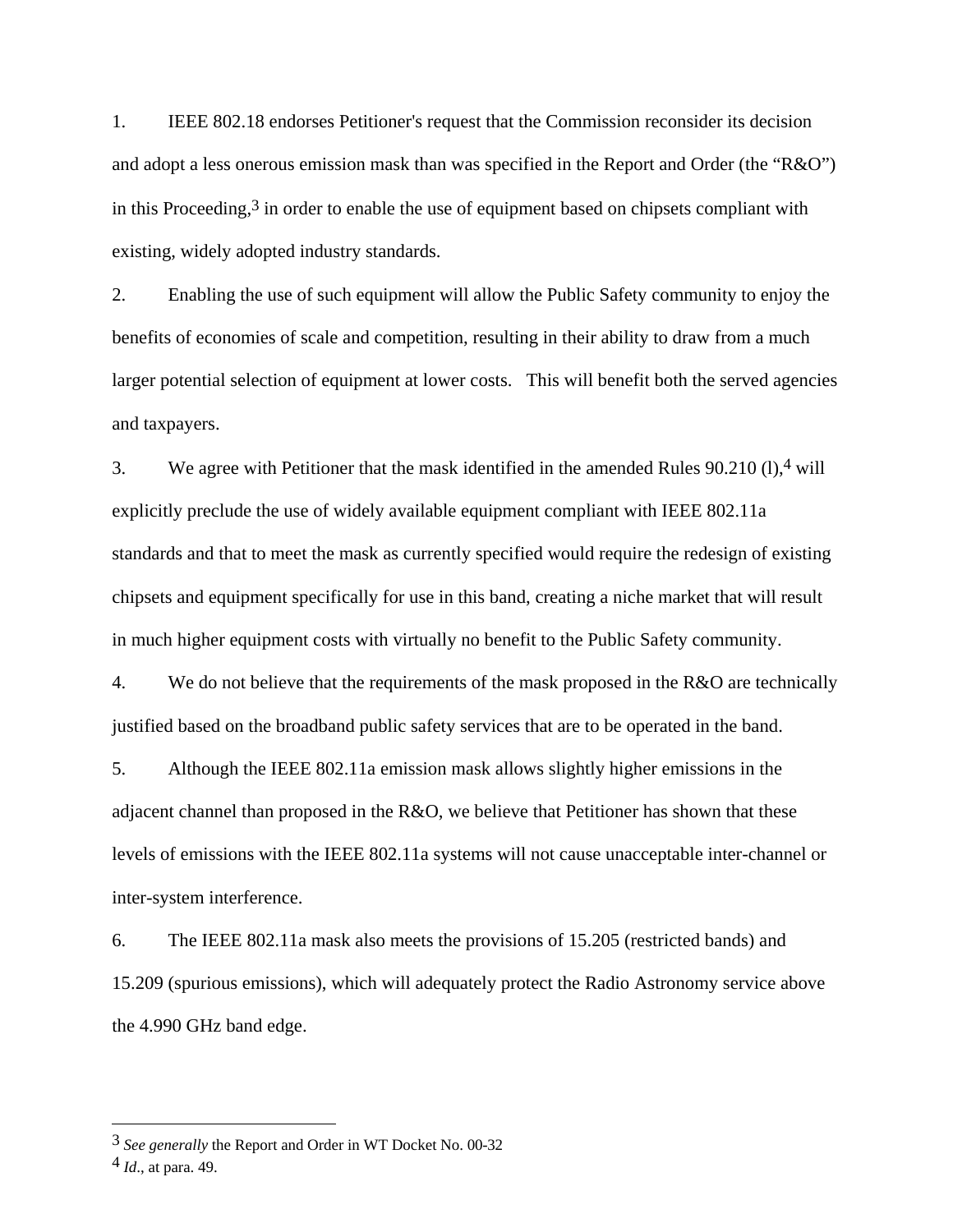1. IEEE 802.18 endorses Petitioner's request that the Commission reconsider its decision and adopt a less onerous emission mask than was specified in the Report and Order (the "R&O") in this Proceeding,[3] in order to enable the use of equipment based on chipsets compliant with existing, widely adopted industry standards.

2. Enabling the use of such equipment will allow the Public Safety community to enjoy the benefits of economies of scale and competition, resulting in their ability to draw from a much larger potential selection of equipment at lower costs. This will benefit both the served agencies and taxpayers.

3. We agree with Petitioner that the mask identified in the amended Rules 90.210 (l),[4] will explicitly preclude the use of widely available equipment compliant with IEEE 802.11a standards and that to meet the mask as currently specified would require the redesign of existing chipsets and equipment specifically for use in this band, creating a niche market that will result in much higher equipment costs with virtually no benefit to the Public Safety community.

4. We do not believe that the requirements of the mask proposed in the R&O are technically justified based on the broadband public safety services that are to be operated in the band.

5. Although the IEEE 802.11a emission mask allows slightly higher emissions in the adjacent channel than proposed in the R&O, we believe that Petitioner has shown that these levels of emissions with the IEEE 802.11a systems will not cause unacceptable inter-channel or inter-system interference.

6. The IEEE 802.11a mask also meets the provisions of 15.205 (restricted bands) and 15.209 (spurious emissions), which will adequately protect the Radio Astronomy service above the 4.990 GHz band edge.

---

[3] *See generally* the Report and Order in WT Docket No. 00-32

[4] *Id.*, at para. 49.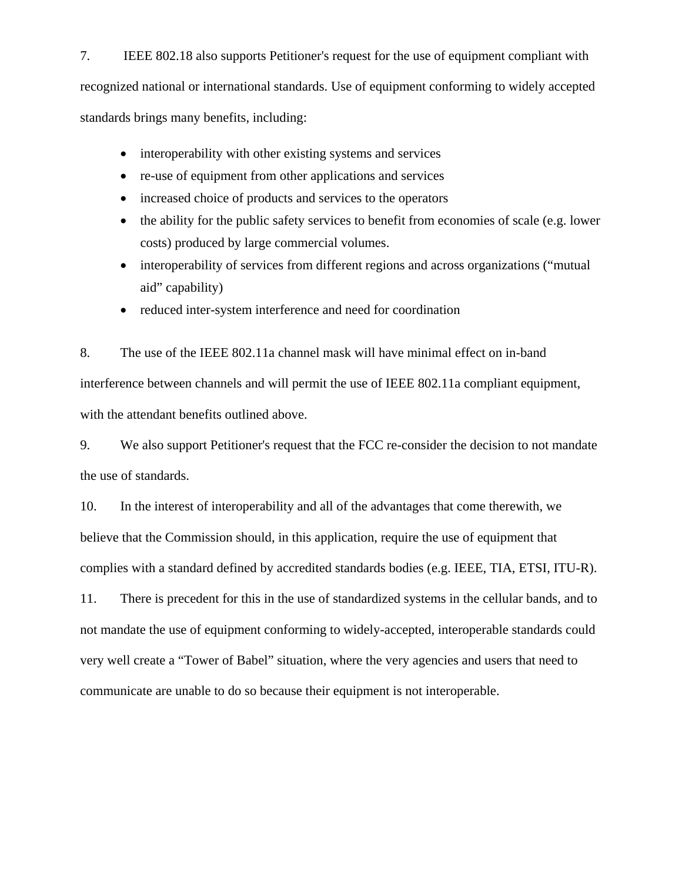7. IEEE 802.18 also supports Petitioner's request for the use of equipment compliant with recognized national or international standards. Use of equipment conforming to widely accepted standards brings many benefits, including:

- interoperability with other existing systems and services
- re-use of equipment from other applications and services
- increased choice of products and services to the operators
- the ability for the public safety services to benefit from economies of scale (e.g. lower costs) produced by large commercial volumes.
- interoperability of services from different regions and across organizations ("mutual aid" capability)
- reduced inter-system interference and need for coordination

8. The use of the IEEE 802.11a channel mask will have minimal effect on in-band interference between channels and will permit the use of IEEE 802.11a compliant equipment, with the attendant benefits outlined above.

9. We also support Petitioner's request that the FCC re-consider the decision to not mandate the use of standards.

10. In the interest of interoperability and all of the advantages that come therewith, we believe that the Commission should, in this application, require the use of equipment that complies with a standard defined by accredited standards bodies (e.g. IEEE, TIA, ETSI, ITU-R).

11. There is precedent for this in the use of standardized systems in the cellular bands, and to not mandate the use of equipment conforming to widely-accepted, interoperable standards could very well create a "Tower of Babel" situation, where the very agencies and users that need to communicate are unable to do so because their equipment is not interoperable.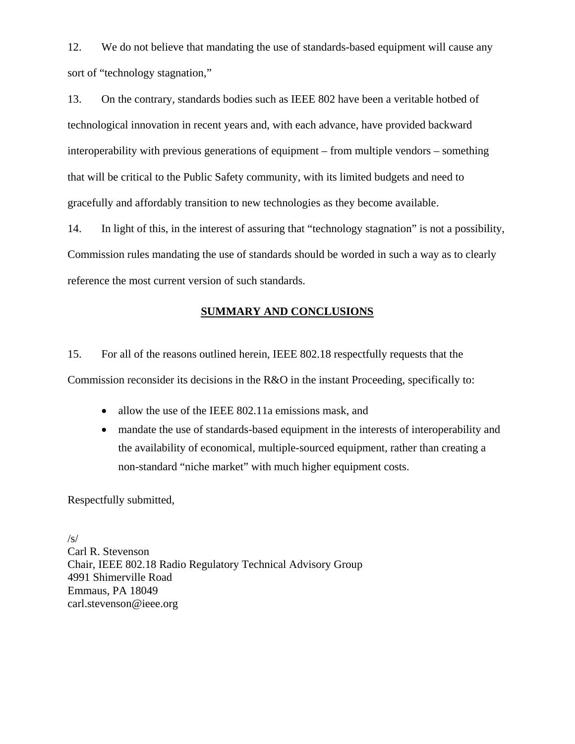12. We do not believe that mandating the use of standards-based equipment will cause any sort of "technology stagnation,"

13. On the contrary, standards bodies such as IEEE 802 have been a veritable hotbed of technological innovation in recent years and, with each advance, have provided backward interoperability with previous generations of equipment – from multiple vendors – something that will be critical to the Public Safety community, with its limited budgets and need to gracefully and affordably transition to new technologies as they become available.

14. In light of this, in the interest of assuring that "technology stagnation" is not a possibility, Commission rules mandating the use of standards should be worded in such a way as to clearly reference the most current version of such standards.

## SUMMARY AND CONCLUSIONS

15. For all of the reasons outlined herein, IEEE 802.18 respectfully requests that the Commission reconsider its decisions in the R&O in the instant Proceeding, specifically to:

- allow the use of the IEEE 802.11a emissions mask, and
- mandate the use of standards-based equipment in the interests of interoperability and the availability of economical, multiple-sourced equipment, rather than creating a non-standard "niche market" with much higher equipment costs.

Respectfully submitted,

/s/
Carl R. Stevenson
Chair, IEEE 802.18 Radio Regulatory Technical Advisory Group
4991 Shimerville Road
Emmaus, PA 18049
carl.stevenson@ieee.org